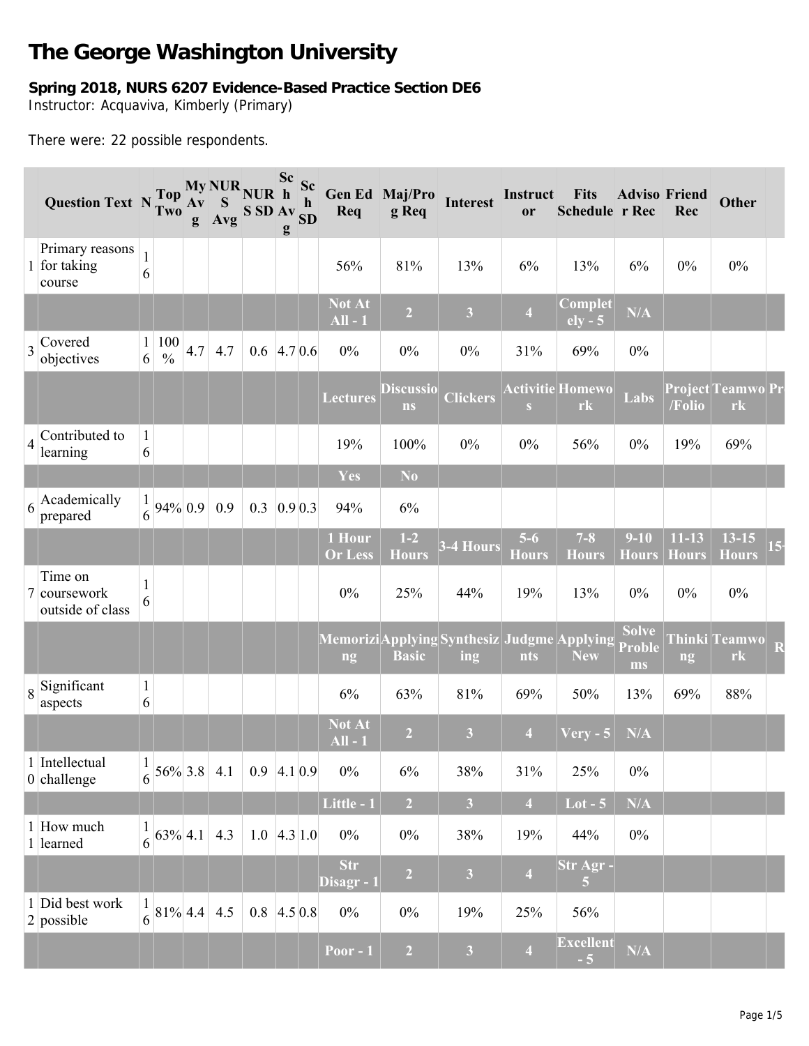# The George Washington University

**Spring 2018, NURS 6207 Evidence-Based Practice Section DE6**
Instructor: Acquaviva, Kimberly (Primary)

There were: 22 possible respondents.

| | Question Text | N | Top Two | My Avg | NURS Avg | NURS SD | Sch Avg | Sch SD | Gen Ed Req | Maj/Prog Req | Interest | Instructor | Fits Schedule | Advisor Rec | Friend Rec | Other | |
|---|---|---|---|---|---|---|---|---|---|---|---|---|---|---|---|---|---|
| 1 | Primary reasons for taking course | 16 | | | | | | | 56% | 81% | 13% | 6% | 13% | 6% | 0% | 0% | |
| | | | | | | | | | **Not At All - 1** | **2** | **3** | **4** | **Completely - 5** | **N/A** | | | |
| 3 | Covered objectives | 16 | 100% | 4.7 | 4.7 | 0.6 | 4.7 | 0.6 | 0% | 0% | 0% | 31% | 69% | 0% | | | |
| | | | | | | | | | **Lectures** | **Discussions** | **Clickers** | **Activities** | **Homework** | **Labs** | **Project/Folio** | **Teamwork** | **Pr** |
| 4 | Contributed to learning | 16 | | | | | | | 19% | 100% | 0% | 0% | 56% | 0% | 19% | 69% | |
| | | | | | | | | | **Yes** | **No** | | | | | | | |
| 6 | Academically prepared | 16 | 94% | 0.9 | 0.9 | 0.3 | 0.9 | 0.3 | 94% | 6% | | | | | | | |
| | | | | | | | | | **1 Hour Or Less** | **1-2 Hours** | **3-4 Hours** | **5-6 Hours** | **7-8 Hours** | **9-10 Hours** | **11-13 Hours** | **13-15 Hours** | **15-** |
| 7 | Time on coursework outside of class | 16 | | | | | | | 0% | 25% | 44% | 19% | 13% | 0% | 0% | 0% | |
| | | | | | | | | | **Memorizing** | **Applying Basic** | **Synthesizing** | **Judgments** | **Applying New** | **Solve Problems** | **Thinking** | **Teamwork** | **R** |
| 8 | Significant aspects | 16 | | | | | | | 6% | 63% | 81% | 69% | 50% | 13% | 69% | 88% | |
| | | | | | | | | | **Not At All - 1** | **2** | **3** | **4** | **Very - 5** | **N/A** | | | |
| 10 | Intellectual challenge | 16 | 56% | 3.8 | 4.1 | 0.9 | 4.1 | 0.9 | 0% | 6% | 38% | 31% | 25% | 0% | | | |
| | | | | | | | | | **Little - 1** | **2** | **3** | **4** | **Lot - 5** | **N/A** | | | |
| 11 | How much learned | 16 | 63% | 4.1 | 4.3 | 1.0 | 4.3 | 1.0 | 0% | 0% | 38% | 19% | 44% | 0% | | | |
| | | | | | | | | | **Str Disagr - 1** | **2** | **3** | **4** | **Str Agr - 5** | | | | |
| 12 | Did best work possible | 16 | 81% | 4.4 | 4.5 | 0.8 | 4.5 | 0.8 | 0% | 0% | 19% | 25% | 56% | | | | |
| | | | | | | | | | **Poor - 1** | **2** | **3** | **4** | **Excellent - 5** | **N/A** | | | |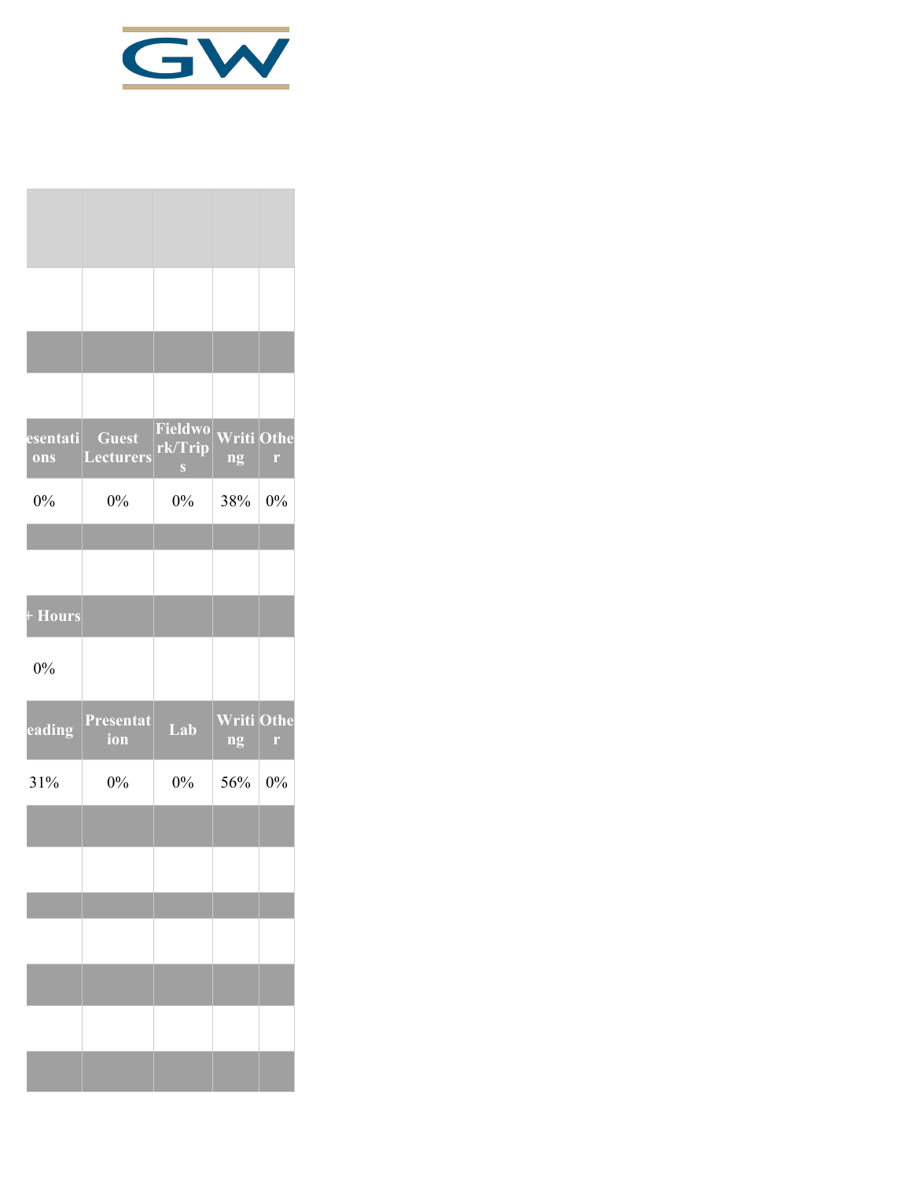| esentations | Guest Lecturers | Fieldwork/Trips | Writing | Other |
|---|---|---|---|---|
| 0% | 0% | 0% | 38% | 0% |

| + Hours | | | | |
|---|---|---|---|---|
| 0% | | | | |

| eading | Presentation | Lab | Writing | Other |
|---|---|---|---|---|
| 31% | 0% | 0% | 56% | 0% |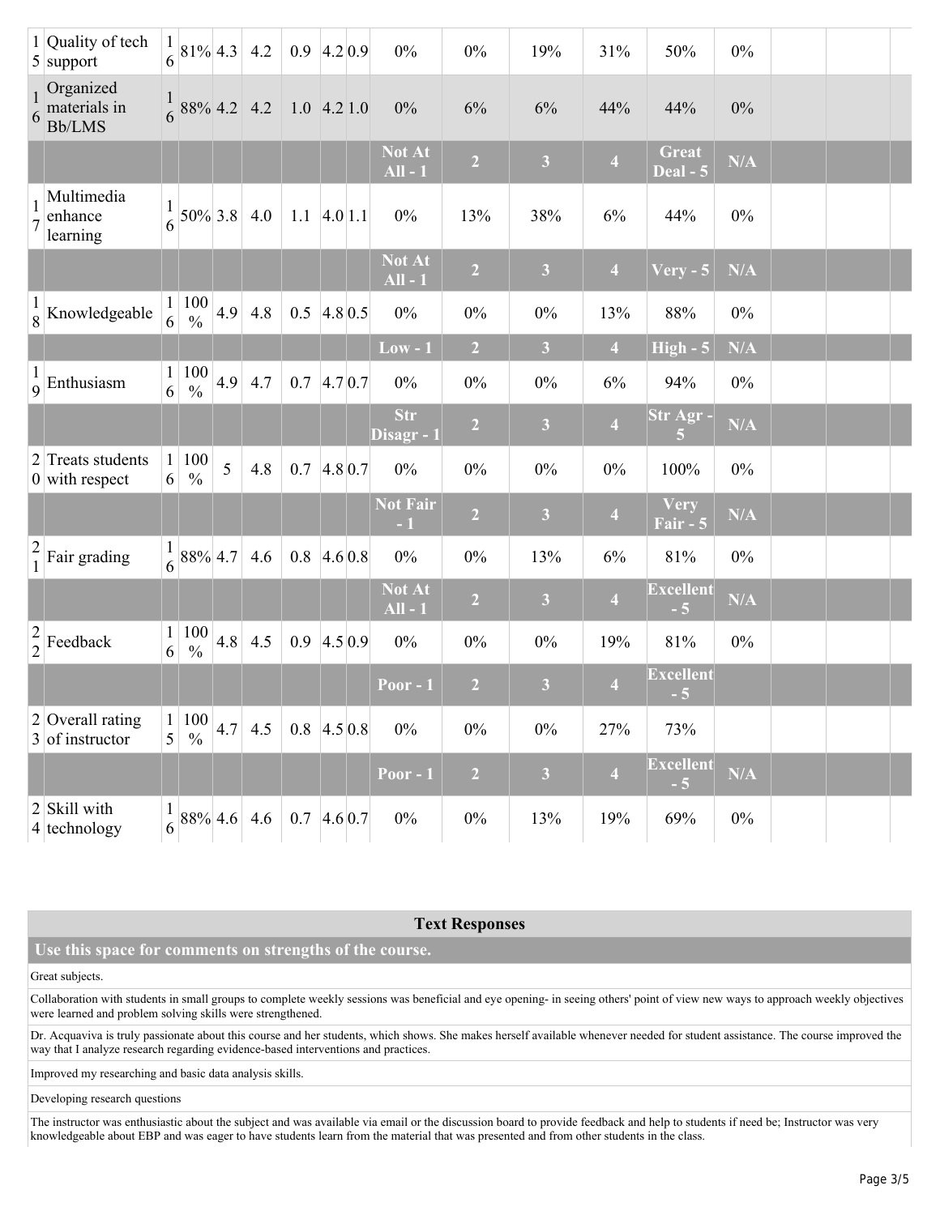| | | | | | | | | | | | | | | | | | |
|---|---|---|---|---|---|---|---|---|---|---|---|---|---|---|---|---|---|
| 15 | Quality of tech support | 16 | 81% | 4.3 | 4.2 | 0.9 | 4.2 | 0.9 | 0% | 0% | 19% | 31% | 50% | 0% | | | |
| 16 | Organized materials in Bb/LMS | 16 | 88% | 4.2 | 4.2 | 1.0 | 4.2 | 1.0 | 0% | 6% | 6% | 44% | 44% | 0% | | | |
| | | | | | | | | | **Not At All - 1** | **2** | **3** | **4** | **Great Deal - 5** | **N/A** | | | |
| 17 | Multimedia enhance learning | 16 | 50% | 3.8 | 4.0 | 1.1 | 4.0 | 1.1 | 0% | 13% | 38% | 6% | 44% | 0% | | | |
| | | | | | | | | | **Not At All - 1** | **2** | **3** | **4** | **Very - 5** | **N/A** | | | |
| 18 | Knowledgeable | 16 | 100 % | 4.9 | 4.8 | 0.5 | 4.8 | 0.5 | 0% | 0% | 0% | 13% | 88% | 0% | | | |
| | | | | | | | | | **Low - 1** | **2** | **3** | **4** | **High - 5** | **N/A** | | | |
| 19 | Enthusiasm | 16 | 100 % | 4.9 | 4.7 | 0.7 | 4.7 | 0.7 | 0% | 0% | 0% | 6% | 94% | 0% | | | |
| | | | | | | | | | **Str Disagr - 1** | **2** | **3** | **4** | **Str Agr - 5** | **N/A** | | | |
| 20 | Treats students with respect | 16 | 100 % | 5 | 4.8 | 0.7 | 4.8 | 0.7 | 0% | 0% | 0% | 0% | 100% | 0% | | | |
| | | | | | | | | | **Not Fair - 1** | **2** | **3** | **4** | **Very Fair - 5** | **N/A** | | | |
| 21 | Fair grading | 16 | 88% | 4.7 | 4.6 | 0.8 | 4.6 | 0.8 | 0% | 0% | 13% | 6% | 81% | 0% | | | |
| | | | | | | | | | **Not At All - 1** | **2** | **3** | **4** | **Excellent - 5** | **N/A** | | | |
| 22 | Feedback | 16 | 100 % | 4.8 | 4.5 | 0.9 | 4.5 | 0.9 | 0% | 0% | 0% | 19% | 81% | 0% | | | |
| | | | | | | | | | **Poor - 1** | **2** | **3** | **4** | **Excellent - 5** | | | | |
| 23 | Overall rating of instructor | 15 | 100 % | 4.7 | 4.5 | 0.8 | 4.5 | 0.8 | 0% | 0% | 0% | 27% | 73% | | | | |
| | | | | | | | | | **Poor - 1** | **2** | **3** | **4** | **Excellent - 5** | **N/A** | | | |
| 24 | Skill with technology | 16 | 88% | 4.6 | 4.6 | 0.7 | 4.6 | 0.7 | 0% | 0% | 13% | 19% | 69% | 0% | | | |

## Text Responses

### Use this space for comments on strengths of the course.

Great subjects.

Collaboration with students in small groups to complete weekly sessions was beneficial and eye opening- in seeing others' point of view new ways to approach weekly objectives were learned and problem solving skills were strengthened.

Dr. Acquaviva is truly passionate about this course and her students, which shows. She makes herself available whenever needed for student assistance. The course improved the way that I analyze research regarding evidence-based interventions and practices.

Improved my researching and basic data analysis skills.

Developing research questions

The instructor was enthusiastic about the subject and was available via email or the discussion board to provide feedback and help to students if need be; Instructor was very knowledgeable about EBP and was eager to have students learn from the material that was presented and from other students in the class.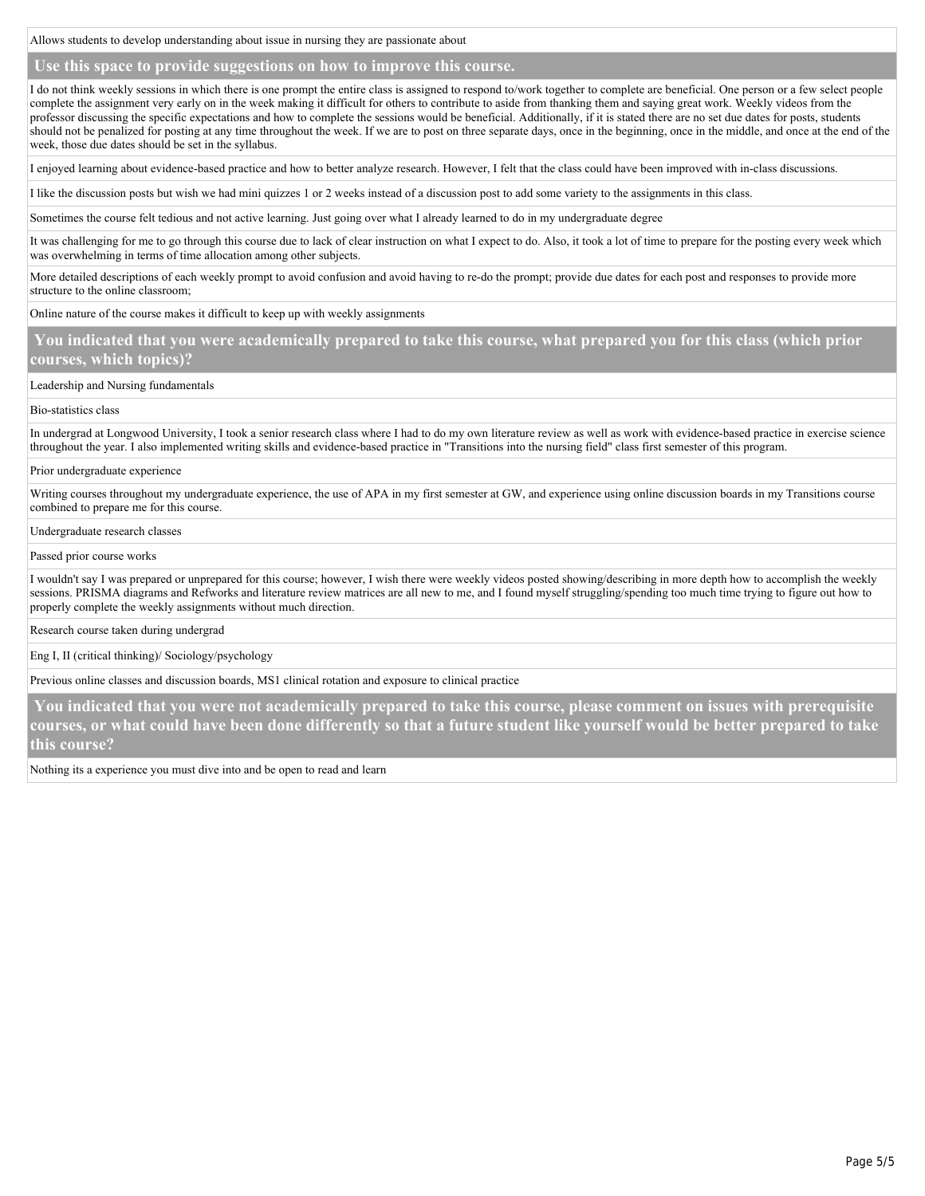Allows students to develop understanding about issue in nursing they are passionate about

## Use this space to provide suggestions on how to improve this course.

I do not think weekly sessions in which there is one prompt the entire class is assigned to respond to/work together to complete are beneficial. One person or a few select people complete the assignment very early on in the week making it difficult for others to contribute to aside from thanking them and saying great work. Weekly videos from the professor discussing the specific expectations and how to complete the sessions would be beneficial. Additionally, if it is stated there are no set due dates for posts, students should not be penalized for posting at any time throughout the week. If we are to post on three separate days, once in the beginning, once in the middle, and once at the end of the week, those due dates should be set in the syllabus.

I enjoyed learning about evidence-based practice and how to better analyze research. However, I felt that the class could have been improved with in-class discussions.

I like the discussion posts but wish we had mini quizzes 1 or 2 weeks instead of a discussion post to add some variety to the assignments in this class.

Sometimes the course felt tedious and not active learning. Just going over what I already learned to do in my undergraduate degree

It was challenging for me to go through this course due to lack of clear instruction on what I expect to do. Also, it took a lot of time to prepare for the posting every week which was overwhelming in terms of time allocation among other subjects.

More detailed descriptions of each weekly prompt to avoid confusion and avoid having to re-do the prompt; provide due dates for each post and responses to provide more structure to the online classroom;

Online nature of the course makes it difficult to keep up with weekly assignments

## You indicated that you were academically prepared to take this course, what prepared you for this class (which prior courses, which topics)?

Leadership and Nursing fundamentals

Bio-statistics class

In undergrad at Longwood University, I took a senior research class where I had to do my own literature review as well as work with evidence-based practice in exercise science throughout the year. I also implemented writing skills and evidence-based practice in "Transitions into the nursing field" class first semester of this program.

Prior undergraduate experience

Writing courses throughout my undergraduate experience, the use of APA in my first semester at GW, and experience using online discussion boards in my Transitions course combined to prepare me for this course.

Undergraduate research classes

Passed prior course works

I wouldn't say I was prepared or unprepared for this course; however, I wish there were weekly videos posted showing/describing in more depth how to accomplish the weekly sessions. PRISMA diagrams and Refworks and literature review matrices are all new to me, and I found myself struggling/spending too much time trying to figure out how to properly complete the weekly assignments without much direction.

Research course taken during undergrad

Eng I, II (critical thinking)/ Sociology/psychology

Previous online classes and discussion boards, MS1 clinical rotation and exposure to clinical practice

## You indicated that you were not academically prepared to take this course, please comment on issues with prerequisite courses, or what could have been done differently so that a future student like yourself would be better prepared to take this course?

Nothing its a experience you must dive into and be open to read and learn